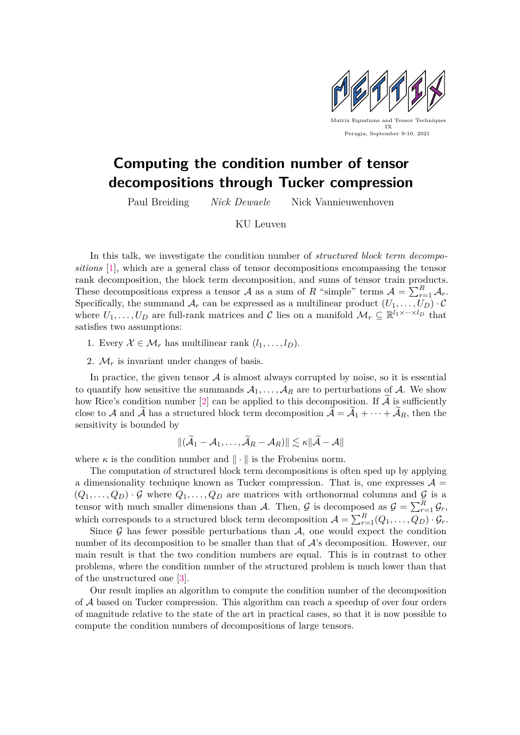Matrix Equations and Tensor Techniques IX
Perugia, September 9-10, 2021

# Computing the condition number of tensor decompositions through Tucker compression

Paul Breiding *Nick Dewaele* Nick Vannieuwenhoven

KU Leuven

In this talk, we investigate the condition number of *structured block term decompositions* [1], which are a general class of tensor decompositions encompassing the tensor rank decomposition, the block term decomposition, and sums of tensor train products. These decompositions express a tensor $\mathcal{A}$ as a sum of $R$ "simple" terms $\mathcal{A} = \sum_{r=1}^{R} \mathcal{A}_r$. Specifically, the summand $\mathcal{A}_r$ can be expressed as a multilinear product $(U_1, \ldots, U_D) \cdot \mathcal{C}$ where $U_1, \ldots, U_D$ are full-rank matrices and $\mathcal{C}$ lies on a manifold $\mathcal{M}_r \subseteq \mathbb{R}^{l_1 \times \cdots \times l_D}$ that satisfies two assumptions:

1. Every $\mathcal{X} \in \mathcal{M}_r$ has multilinear rank $(l_1, \ldots, l_D)$.
2. $\mathcal{M}_r$ is invariant under changes of basis.

In practice, the given tensor $\mathcal{A}$ is almost always corrupted by noise, so it is essential to quantify how sensitive the summands $\mathcal{A}_1, \ldots, \mathcal{A}_R$ are to perturbations of $\mathcal{A}$. We show how Rice's condition number [2] can be applied to this decomposition. If $\widetilde{\mathcal{A}}$ is sufficiently close to $\mathcal{A}$ and $\widetilde{\mathcal{A}}$ has a structured block term decomposition $\widetilde{\mathcal{A}} = \widetilde{\mathcal{A}}_1 + \cdots + \widetilde{\mathcal{A}}_R$, then the sensitivity is bounded by

$$\|(\widetilde{\mathcal{A}}_1 - \mathcal{A}_1, \ldots, \widetilde{\mathcal{A}}_R - \mathcal{A}_R)\| \lesssim \kappa \|\widetilde{\mathcal{A}} - \mathcal{A}\|$$

where $\kappa$ is the condition number and $\|\cdot\|$ is the Frobenius norm.

The computation of structured block term decompositions is often sped up by applying a dimensionality technique known as Tucker compression. That is, one expresses $\mathcal{A} = (Q_1, \ldots, Q_D) \cdot \mathcal{G}$ where $Q_1, \ldots, Q_D$ are matrices with orthonormal columns and $\mathcal{G}$ is a tensor with much smaller dimensions than $\mathcal{A}$. Then, $\mathcal{G}$ is decomposed as $\mathcal{G} = \sum_{r=1}^{R} \mathcal{G}_r$, which corresponds to a structured block term decomposition $\mathcal{A} = \sum_{r=1}^{R} (Q_1, \ldots, Q_D) \cdot \mathcal{G}_r$.

Since $\mathcal{G}$ has fewer possible perturbations than $\mathcal{A}$, one would expect the condition number of its decomposition to be smaller than that of $\mathcal{A}$'s decomposition. However, our main result is that the two condition numbers are equal. This is in contrast to other problems, where the condition number of the structured problem is much lower than that of the unstructured one [3].

Our result implies an algorithm to compute the condition number of the decomposition of $\mathcal{A}$ based on Tucker compression. This algorithm can reach a speedup of over four orders of magnitude relative to the state of the art in practical cases, so that it is now possible to compute the condition numbers of decompositions of large tensors.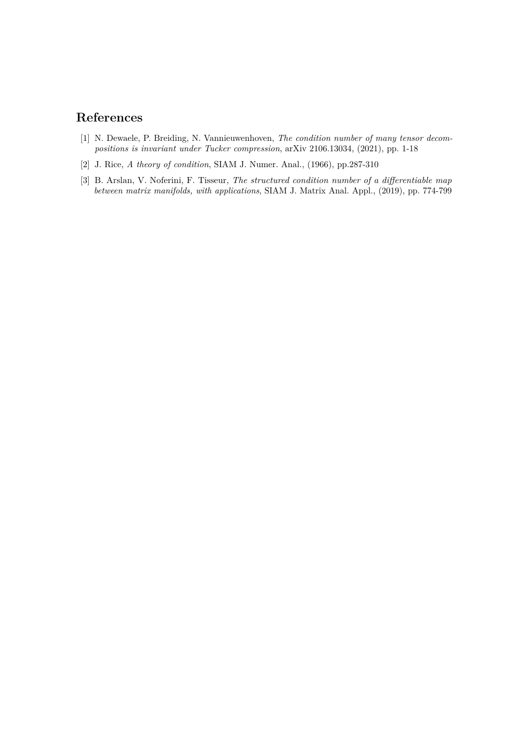# References

[1] N. Dewaele, P. Breiding, N. Vannieuwenhoven, *The condition number of many tensor decompositions is invariant under Tucker compression*, arXiv 2106.13034, (2021), pp. 1-18

[2] J. Rice, *A theory of condition*, SIAM J. Numer. Anal., (1966), pp.287-310

[3] B. Arslan, V. Noferini, F. Tisseur, *The structured condition number of a differentiable map between matrix manifolds, with applications*, SIAM J. Matrix Anal. Appl., (2019), pp. 774-799